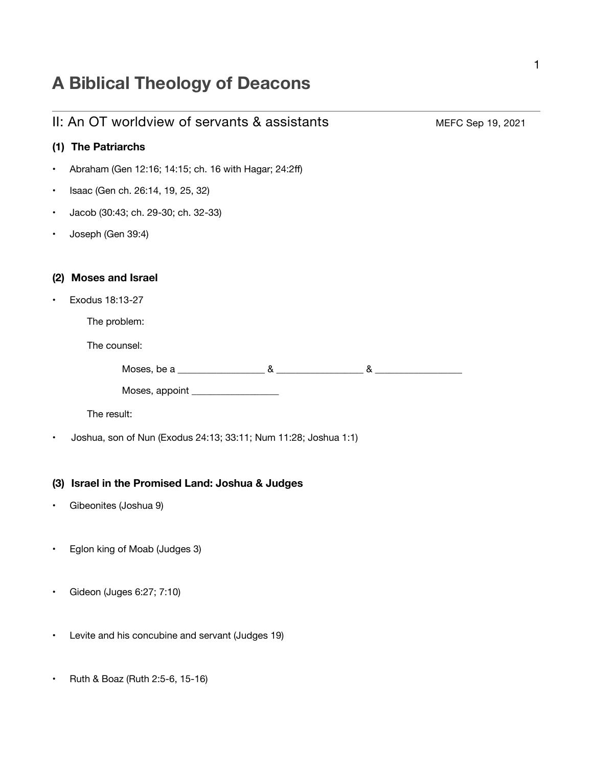# A Biblical Theology of Deacons

## II: An OT worldview of servants & assistants

MEFC Sep 19, 2021

### (1) The Patriarchs

- Abraham (Gen 12:16; 14:15; ch. 16 with Hagar; 24:2ff)
- Isaac (Gen ch. 26:14, 19, 25, 32)
- Jacob (30:43; ch. 29-30; ch. 32-33)
- Joseph (Gen 39:4)

### (2) Moses and Israel

- Exodus 18:13-27

  The problem:

  The counsel:

  Moses, be a _________________ & _________________ & _________________

  Moses, appoint _________________

  The result:

- Joshua, son of Nun (Exodus 24:13; 33:11; Num 11:28; Joshua 1:1)

### (3) Israel in the Promised Land: Joshua & Judges

- Gibeonites (Joshua 9)
- Eglon king of Moab (Judges 3)
- Gideon (Juges 6:27; 7:10)
- Levite and his concubine and servant (Judges 19)
- Ruth & Boaz (Ruth 2:5-6, 15-16)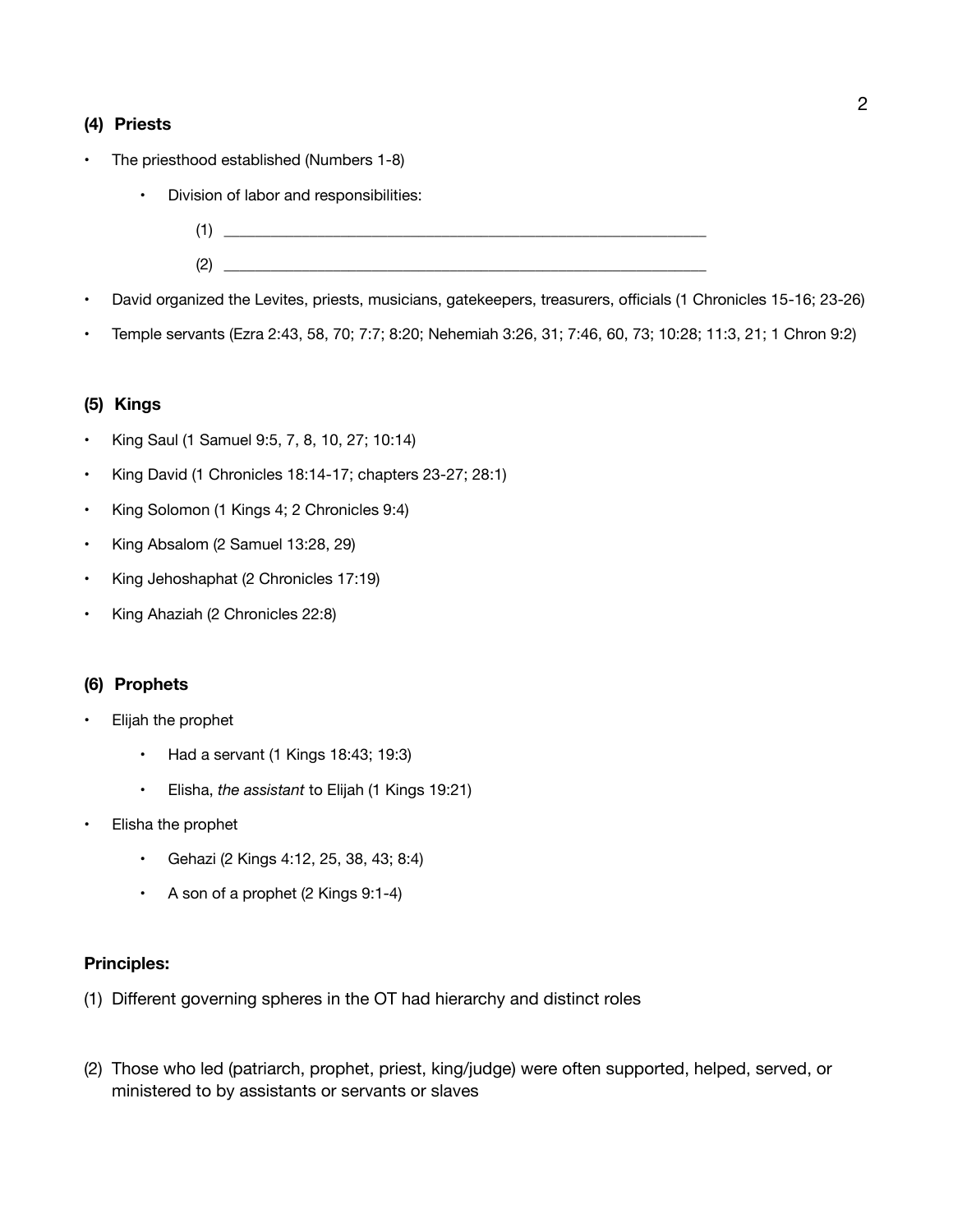### (4) Priests

- The priesthood established (Numbers 1-8)
    - Division of labor and responsibilities:

        (1) ____________________________________________________________

        (2) ____________________________________________________________

- David organized the Levites, priests, musicians, gatekeepers, treasurers, officials (1 Chronicles 15-16; 23-26)
- Temple servants (Ezra 2:43, 58, 70; 7:7; 8:20; Nehemiah 3:26, 31; 7:46, 60, 73; 10:28; 11:3, 21; 1 Chron 9:2)

### (5) Kings

- King Saul (1 Samuel 9:5, 7, 8, 10, 27; 10:14)
- King David (1 Chronicles 18:14-17; chapters 23-27; 28:1)
- King Solomon (1 Kings 4; 2 Chronicles 9:4)
- King Absalom (2 Samuel 13:28, 29)
- King Jehoshaphat (2 Chronicles 17:19)
- King Ahaziah (2 Chronicles 22:8)

### (6) Prophets

- Elijah the prophet
    - Had a servant (1 Kings 18:43; 19:3)
    - Elisha, *the assistant* to Elijah (1 Kings 19:21)
- Elisha the prophet
    - Gehazi (2 Kings 4:12, 25, 38, 43; 8:4)
    - A son of a prophet (2 Kings 9:1-4)

### Principles:

(1) Different governing spheres in the OT had hierarchy and distinct roles

(2) Those who led (patriarch, prophet, priest, king/judge) were often supported, helped, served, or ministered to by assistants or servants or slaves